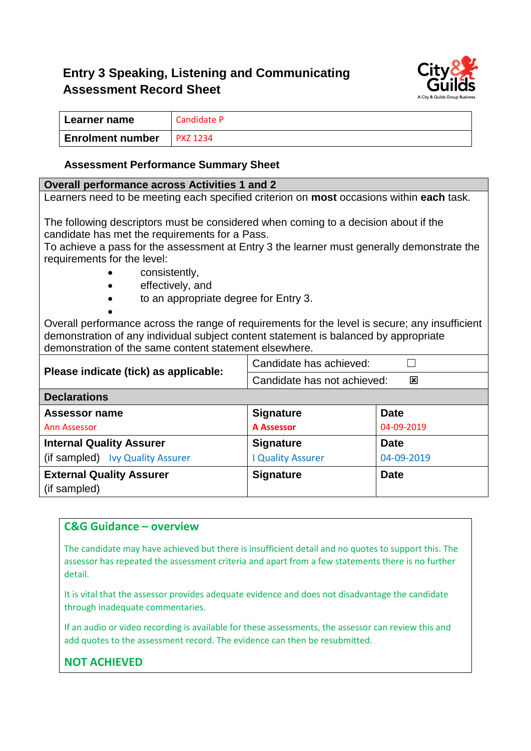# Entry 3 Speaking, Listening and Communicating Assessment Record Sheet

| Learner name | Candidate P |
|---|---|
| Enrolment number | PXZ 1234 |

### Assessment Performance Summary Sheet

| **Overall performance across Activities 1 and 2** | | |
|---|---|---|
| Learners need to be meeting each specified criterion on **most** occasions within **each** task.<br><br>The following descriptors must be considered when coming to a decision about if the candidate has met the requirements for a Pass.<br>To achieve a pass for the assessment at Entry 3 the learner must generally demonstrate the requirements for the level:<br>• consistently,<br>• effectively, and<br>• to an appropriate degree for Entry 3.<br>•<br>Overall performance across the range of requirements for the level is secure; any insufficient demonstration of any individual subject content statement is balanced by appropriate demonstration of the same content statement elsewhere. | | |
| **Please indicate (tick) as applicable:** | Candidate has achieved: ☐ | |
| | Candidate has not achieved: ☒ | |
| **Declarations** | | |
| **Assessor name**<br>Ann Assessor | **Signature**<br>A Assessor | **Date**<br>04-09-2019 |
| **Internal Quality Assurer**<br>(if sampled) Ivy Quality Assurer | **Signature**<br>I Quality Assurer | **Date**<br>04-09-2019 |
| **External Quality Assurer**<br>(if sampled) | **Signature** | **Date** |

**C&G Guidance – overview**

The candidate may have achieved but there is insufficient detail and no quotes to support this. The assessor has repeated the assessment criteria and apart from a few statements there is no further detail.

It is vital that the assessor provides adequate evidence and does not disadvantage the candidate through inadequate commentaries.

If an audio or video recording is available for these assessments, the assessor can review this and add quotes to the assessment record. The evidence can then be resubmitted.

**NOT ACHIEVED**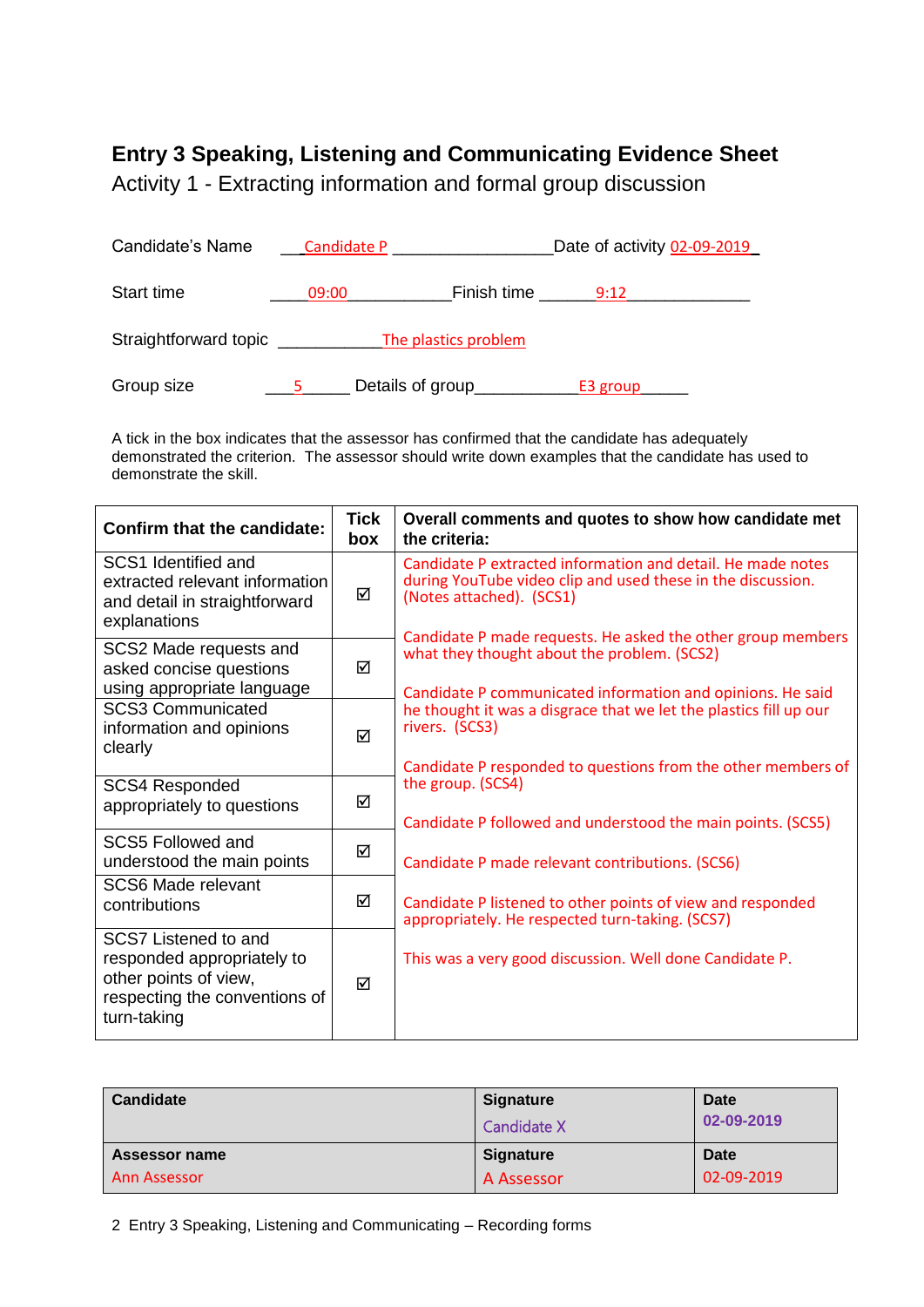# Entry 3 Speaking, Listening and Communicating Evidence Sheet

Activity 1 - Extracting information and formal group discussion

Candidate's Name Candidate P Date of activity 02-09-2019

Start time 09:00 Finish time 9:12

Straightforward topic The plastics problem

Group size 5 Details of group E3 group

A tick in the box indicates that the assessor has confirmed that the candidate has adequately demonstrated the criterion. The assessor should write down examples that the candidate has used to demonstrate the skill.

| Confirm that the candidate: | Tick box | Overall comments and quotes to show how candidate met the criteria: |
|---|---|---|
| SCS1 Identified and extracted relevant information and detail in straightforward explanations | ☑ | Candidate P extracted information and detail. He made notes during YouTube video clip and used these in the discussion. (Notes attached). (SCS1) |
| SCS2 Made requests and asked concise questions using appropriate language | ☑ | Candidate P made requests. He asked the other group members what they thought about the problem. (SCS2) |
| SCS3 Communicated information and opinions clearly | ☑ | Candidate P communicated information and opinions. He said he thought it was a disgrace that we let the plastics fill up our rivers. (SCS3) |
| SCS4 Responded appropriately to questions | ☑ | Candidate P responded to questions from the other members of the group. (SCS4) |
| SCS5 Followed and understood the main points | ☑ | Candidate P followed and understood the main points. (SCS5) |
| SCS6 Made relevant contributions | ☑ | Candidate P made relevant contributions. (SCS6) |
| SCS7 Listened to and responded appropriately to other points of view, respecting the conventions of turn-taking | ☑ | Candidate P listened to other points of view and responded appropriately. He respected turn-taking. (SCS7)<br><br>This was a very good discussion. Well done Candidate P. |

| Candidate | Signature | Date |
|---|---|---|
| | Candidate X | 02-09-2019 |
| **Assessor name** | **Signature** | **Date** |
| Ann Assessor | A Assessor | 02-09-2019 |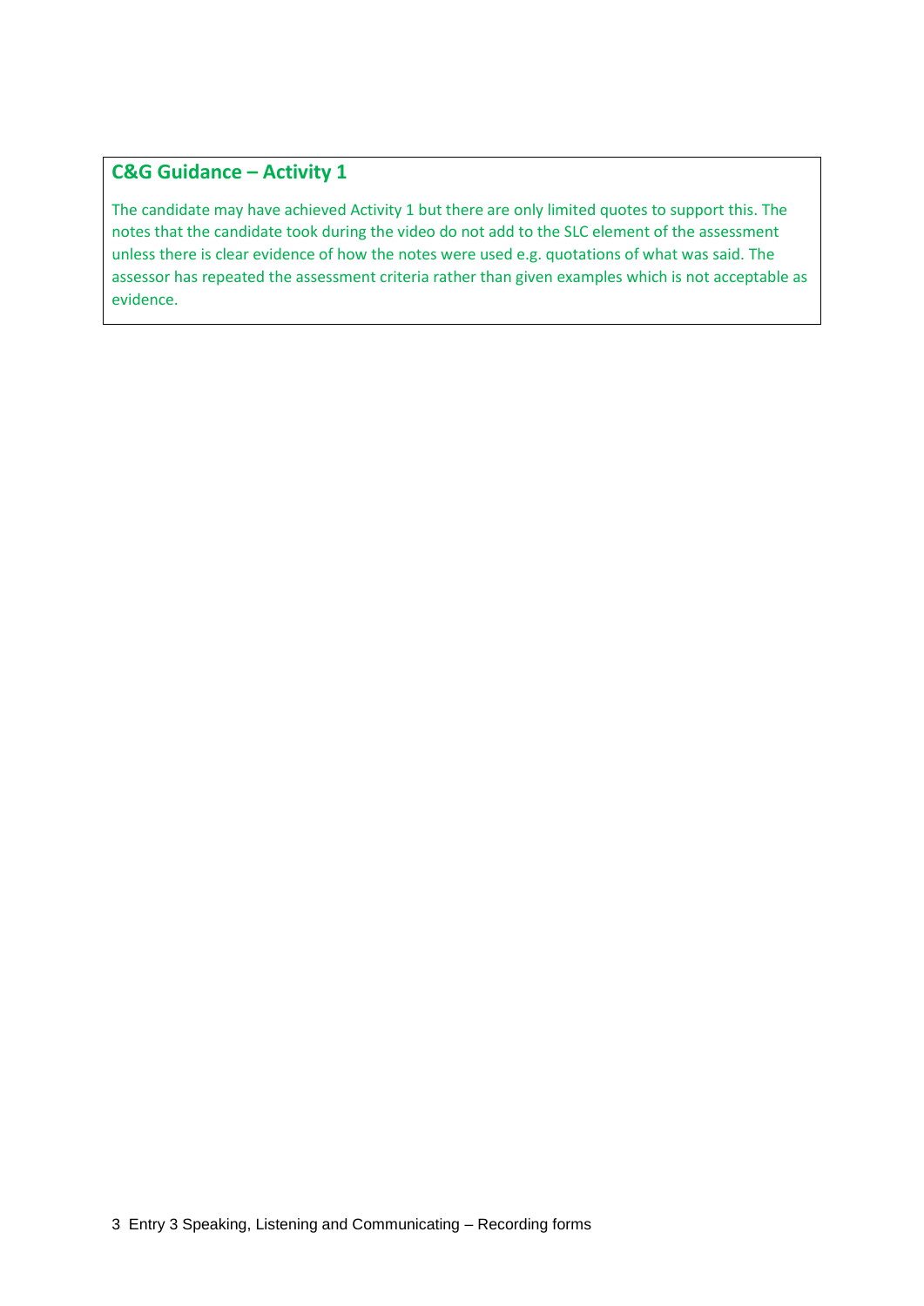## C&G Guidance – Activity 1

The candidate may have achieved Activity 1 but there are only limited quotes to support this. The notes that the candidate took during the video do not add to the SLC element of the assessment unless there is clear evidence of how the notes were used e.g. quotations of what was said. The assessor has repeated the assessment criteria rather than given examples which is not acceptable as evidence.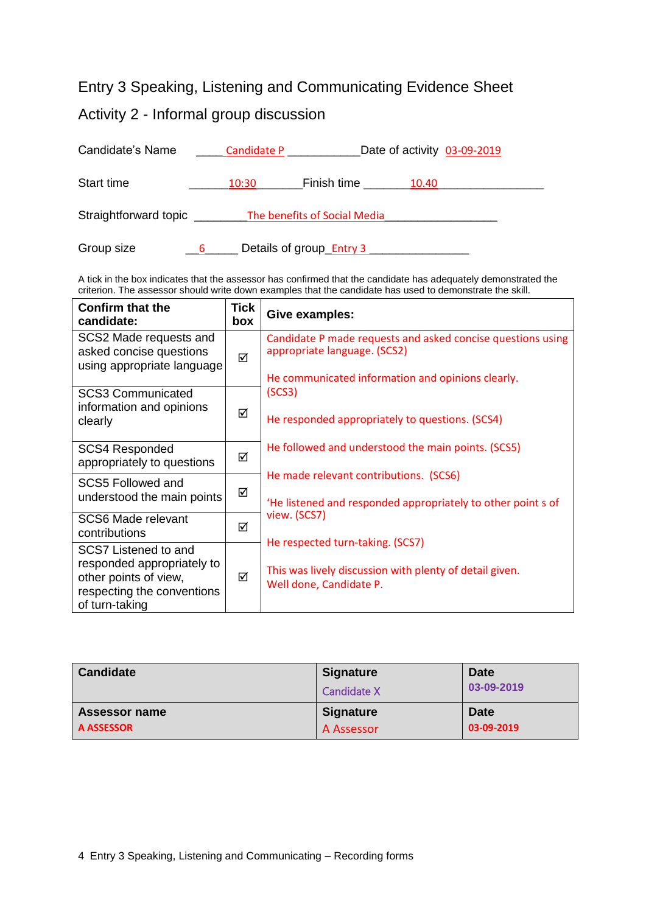# Entry 3 Speaking, Listening and Communicating Evidence Sheet

## Activity 2 - Informal group discussion

Candidate's Name _____Candidate P ____________Date of activity 03-09-2019

Start time _______10:30________Finish time ________10.40__________________

Straightforward topic _________The benefits of Social Media___________________

Group size __6_____ Details of group_Entry 3 ________________

A tick in the box indicates that the assessor has confirmed that the candidate has adequately demonstrated the criterion. The assessor should write down examples that the candidate has used to demonstrate the skill.

| Confirm that the candidate: | Tick box | Give examples: |
|---|---|---|
| SCS2 Made requests and asked concise questions using appropriate language | ☑ | Candidate P made requests and asked concise questions using appropriate language. (SCS2)<br><br>He communicated information and opinions clearly. (SCS3)<br><br>He responded appropriately to questions. (SCS4)<br><br>He followed and understood the main points. (SCS5)<br><br>He made relevant contributions. (SCS6)<br><br>'He listened and responded appropriately to other point s of view. (SCS7)<br><br>He respected turn-taking. (SCS7)<br><br>This was lively discussion with plenty of detail given. Well done, Candidate P. |
| SCS3 Communicated information and opinions clearly | ☑ | |
| SCS4 Responded appropriately to questions | ☑ | |
| SCS5 Followed and understood the main points | ☑ | |
| SCS6 Made relevant contributions | ☑ | |
| SCS7 Listened to and responded appropriately to other points of view, respecting the conventions of turn-taking | ☑ | |

| Candidate | Signature<br>Candidate X | Date<br>03-09-2019 |
|---|---|---|
| **Assessor name**<br>A ASSESSOR | **Signature**<br>A Assessor | **Date**<br>03-09-2019 |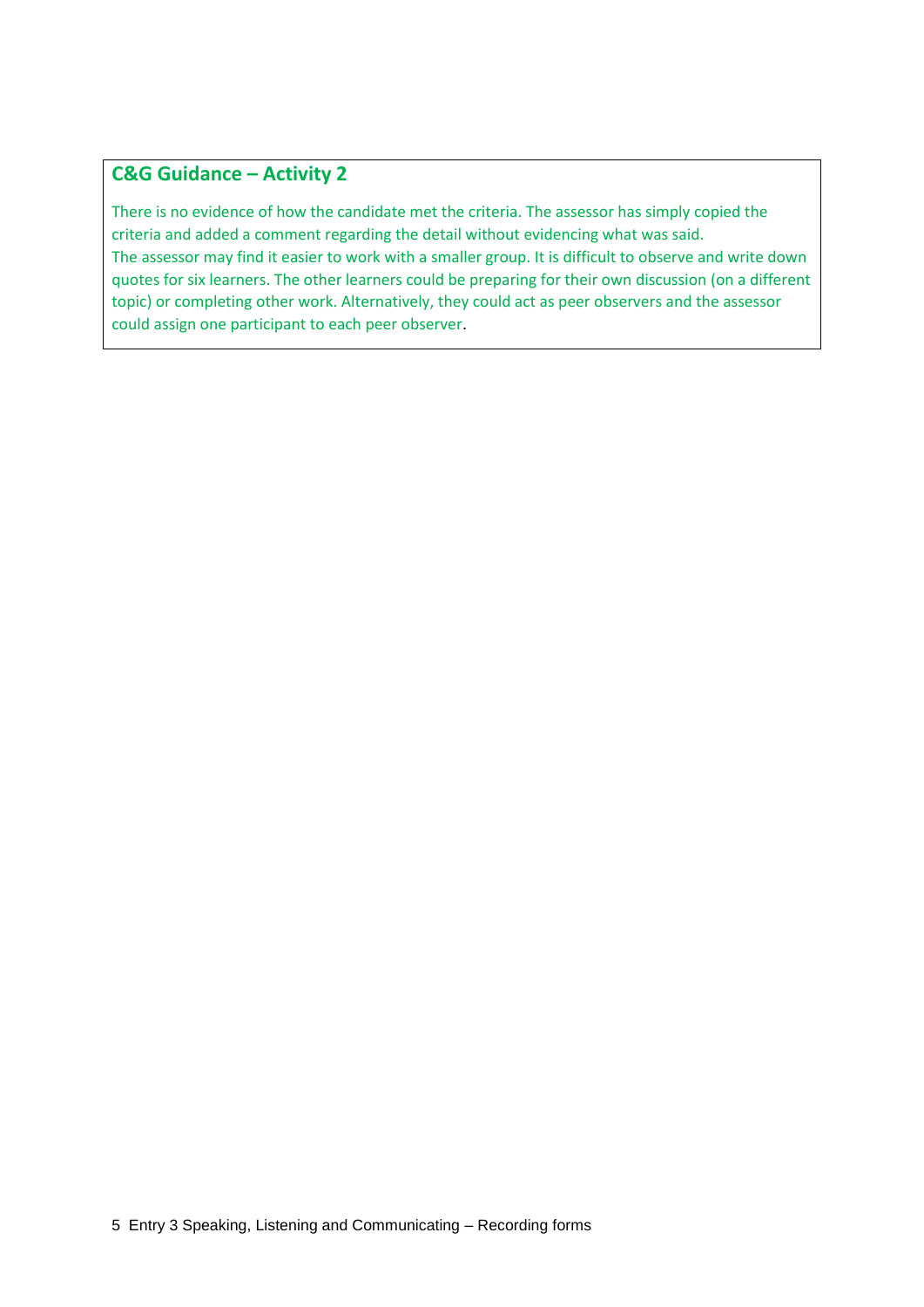### C&G Guidance – Activity 2

There is no evidence of how the candidate met the criteria. The assessor has simply copied the criteria and added a comment regarding the detail without evidencing what was said.
The assessor may find it easier to work with a smaller group. It is difficult to observe and write down quotes for six learners. The other learners could be preparing for their own discussion (on a different topic) or completing other work. Alternatively, they could act as peer observers and the assessor could assign one participant to each peer observer.